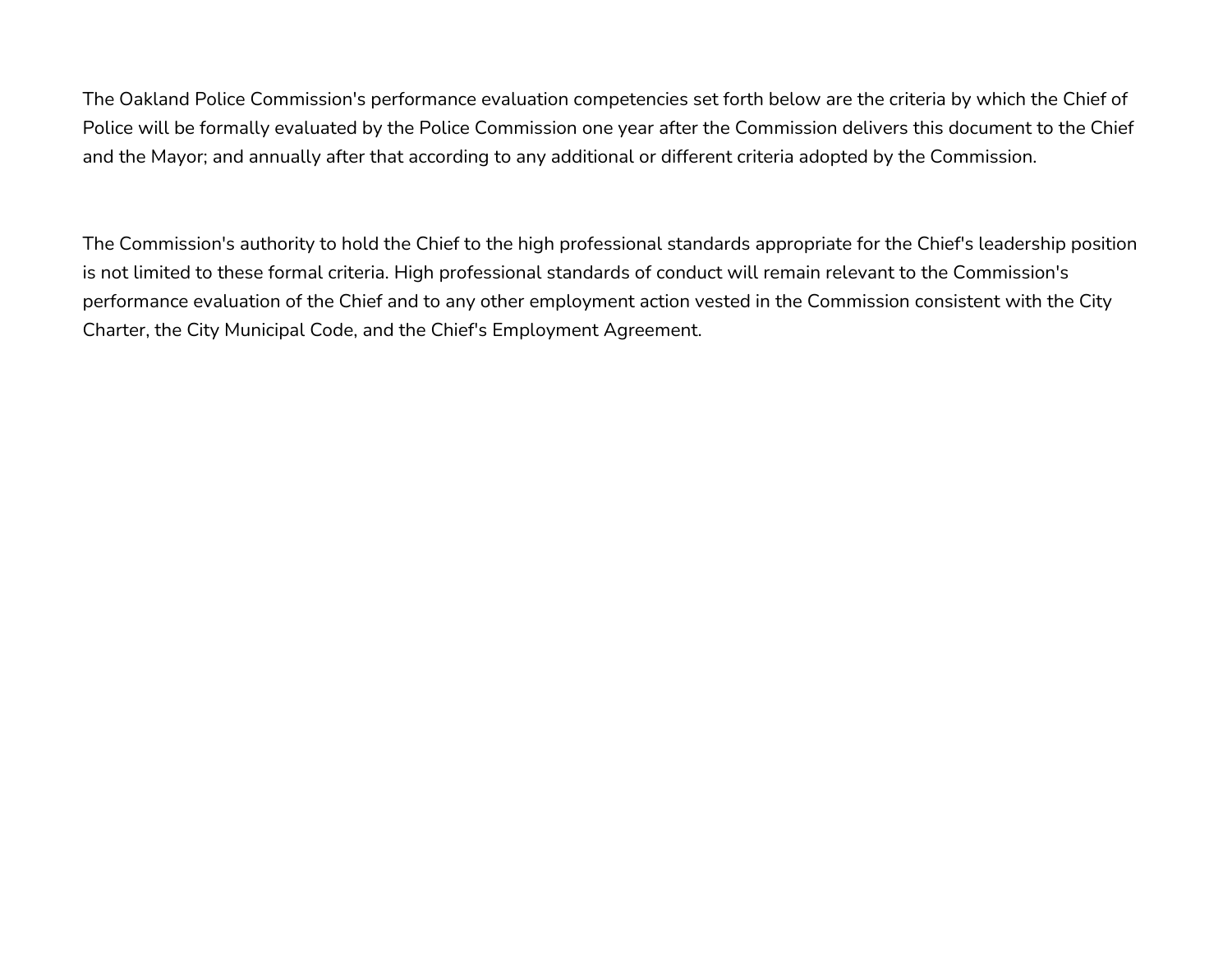The Oakland Police Commission's performance evaluation competencies set forth below are the criteria by which the Chief of Police will be formally evaluated by the Police Commission one year after the Commission delivers this document to the Chief and the Mayor; and annually after that according to any additional or different criteria adopted by the Commission.

The Commission's authority to hold the Chief to the high professional standards appropriate for the Chief's leadership position is not limited to these formal criteria. High professional standards of conduct will remain relevant to the Commission's performance evaluation of the Chief and to any other employment action vested in the Commission consistent with the City Charter, the City Municipal Code, and the Chief's Employment Agreement.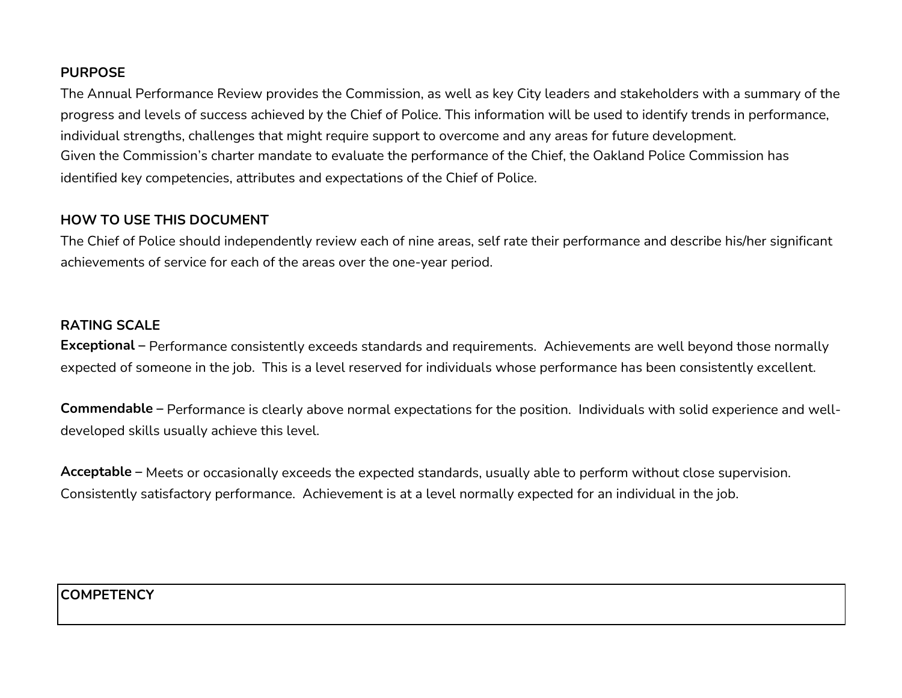## PURPOSE

The Annual Performance Review provides the Commission, as well as key City leaders and stakeholders with a summary of the progress and levels of success achieved by the Chief of Police. This information will be used to identify trends in performance, individual strengths, challenges that might require support to overcome and any areas for future development.
Given the Commission's charter mandate to evaluate the performance of the Chief, the Oakland Police Commission has identified key competencies, attributes and expectations of the Chief of Police.

## HOW TO USE THIS DOCUMENT

The Chief of Police should independently review each of nine areas, self rate their performance and describe his/her significant achievements of service for each of the areas over the one-year period.

## RATING SCALE

**Exceptional** – Performance consistently exceeds standards and requirements. Achievements are well beyond those normally expected of someone in the job. This is a level reserved for individuals whose performance has been consistently excellent.

**Commendable** – Performance is clearly above normal expectations for the position. Individuals with solid experience and well-developed skills usually achieve this level.

**Acceptable** – Meets or occasionally exceeds the expected standards, usually able to perform without close supervision. Consistently satisfactory performance. Achievement is at a level normally expected for an individual in the job.

| COMPETENCY |
| --- |
| |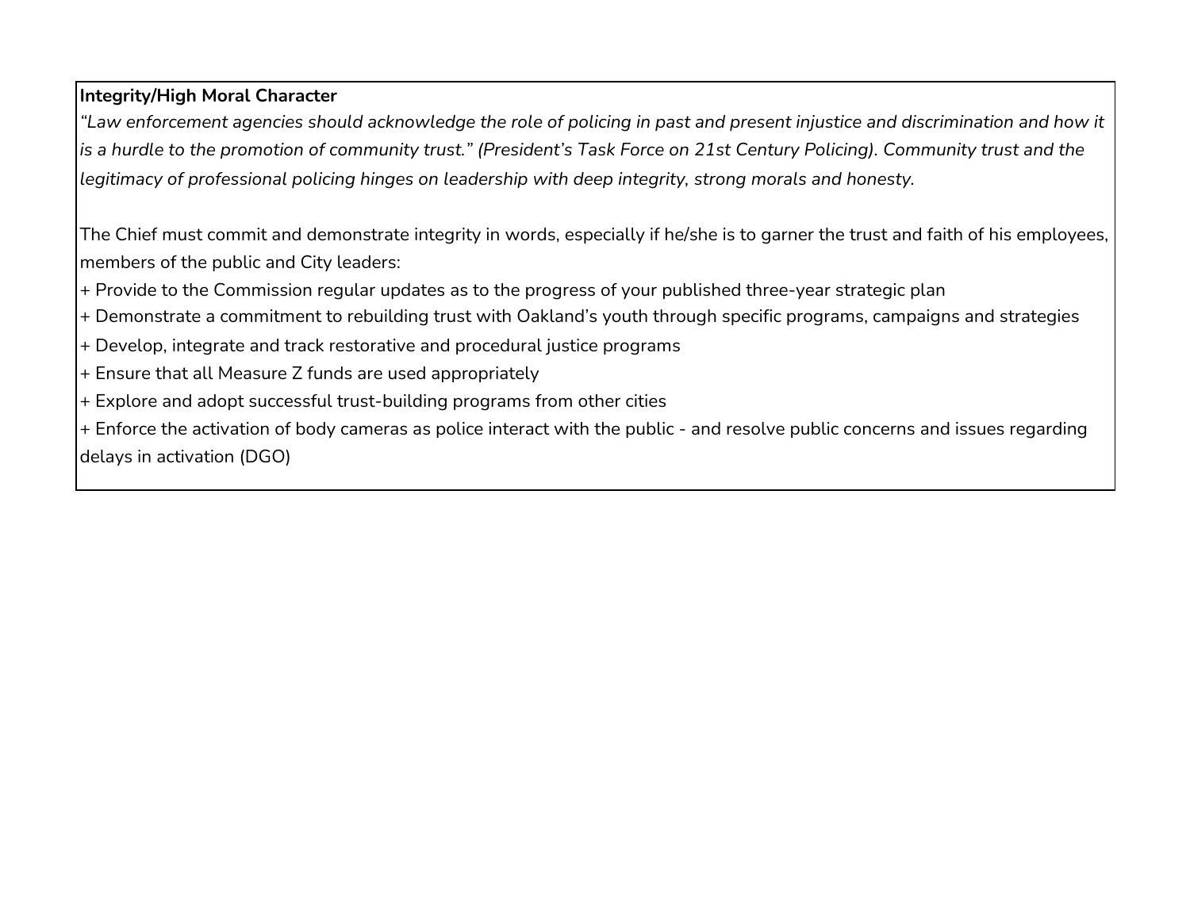**Integrity/High Moral Character**

*"Law enforcement agencies should acknowledge the role of policing in past and present injustice and discrimination and how it is a hurdle to the promotion of community trust." (President's Task Force on 21st Century Policing). Community trust and the legitimacy of professional policing hinges on leadership with deep integrity, strong morals and honesty.*

The Chief must commit and demonstrate integrity in words, especially if he/she is to garner the trust and faith of his employees, members of the public and City leaders:

+ Provide to the Commission regular updates as to the progress of your published three-year strategic plan
+ Demonstrate a commitment to rebuilding trust with Oakland's youth through specific programs, campaigns and strategies
+ Develop, integrate and track restorative and procedural justice programs
+ Ensure that all Measure Z funds are used appropriately
+ Explore and adopt successful trust-building programs from other cities
+ Enforce the activation of body cameras as police interact with the public - and resolve public concerns and issues regarding delays in activation (DGO)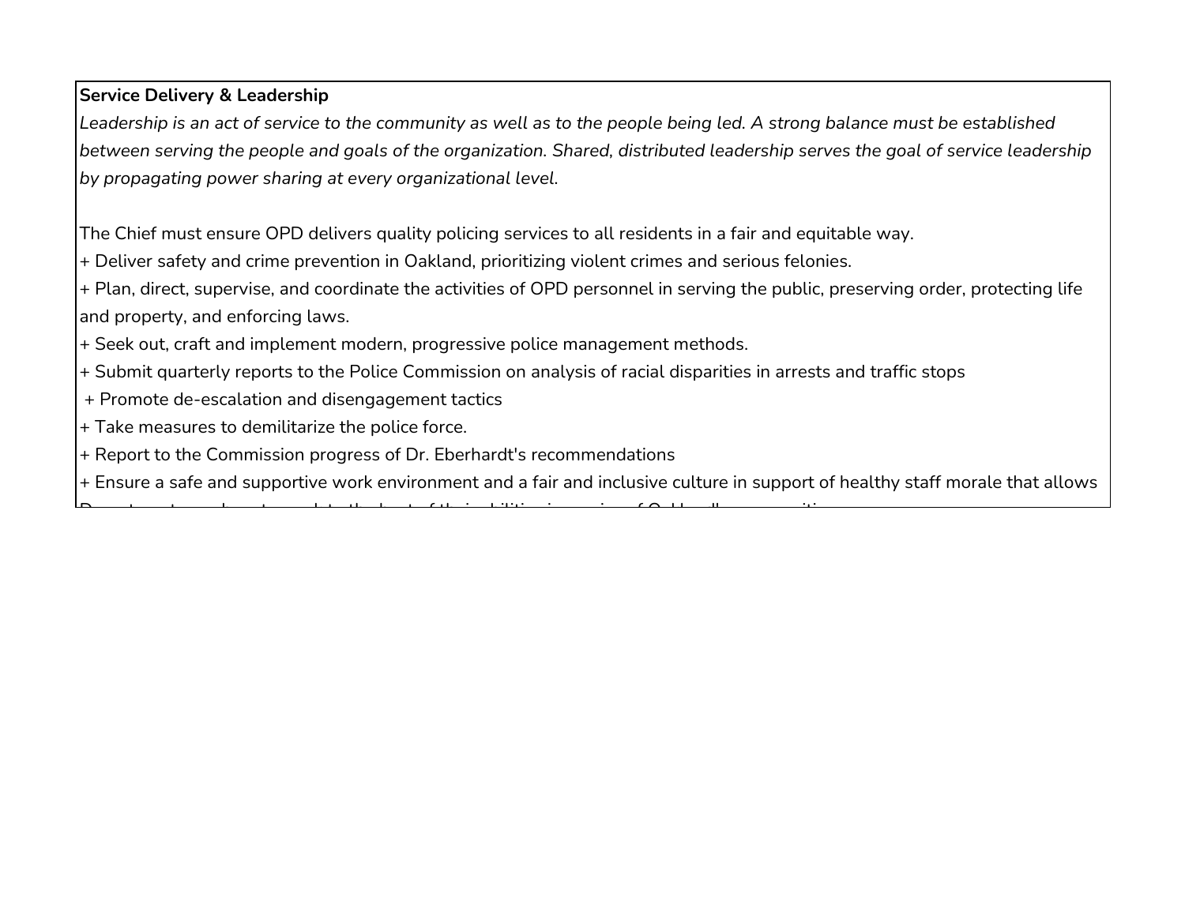**Service Delivery & Leadership**

*Leadership is an act of service to the community as well as to the people being led. A strong balance must be established between serving the people and goals of the organization. Shared, distributed leadership serves the goal of service leadership by propagating power sharing at every organizational level.*

The Chief must ensure OPD delivers quality policing services to all residents in a fair and equitable way.

+ Deliver safety and crime prevention in Oakland, prioritizing violent crimes and serious felonies.
+ Plan, direct, supervise, and coordinate the activities of OPD personnel in serving the public, preserving order, protecting life and property, and enforcing laws.
+ Seek out, craft and implement modern, progressive police management methods.
+ Submit quarterly reports to the Police Commission on analysis of racial disparities in arrests and traffic stops
+ Promote de-escalation and disengagement tactics
+ Take measures to demilitarize the police force.
+ Report to the Commission progress of Dr. Eberhardt's recommendations
+ Ensure a safe and supportive work environment and a fair and inclusive culture in support of healthy staff morale that allows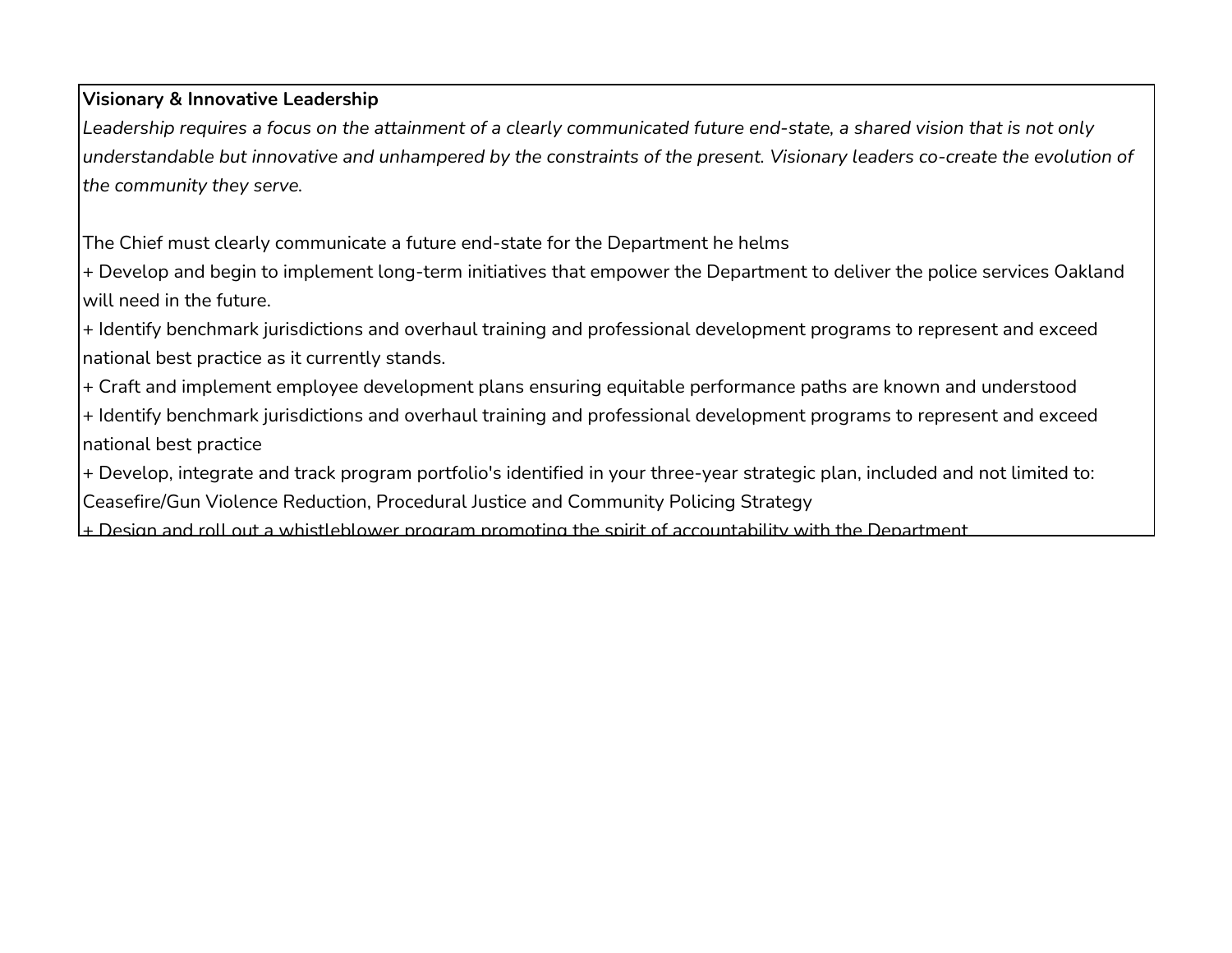**Visionary & Innovative Leadership**

*Leadership requires a focus on the attainment of a clearly communicated future end-state, a shared vision that is not only understandable but innovative and unhampered by the constraints of the present. Visionary leaders co-create the evolution of the community they serve.*

The Chief must clearly communicate a future end-state for the Department he helms

+ Develop and begin to implement long-term initiatives that empower the Department to deliver the police services Oakland will need in the future.
+ Identify benchmark jurisdictions and overhaul training and professional development programs to represent and exceed national best practice as it currently stands.
+ Craft and implement employee development plans ensuring equitable performance paths are known and understood
+ Identify benchmark jurisdictions and overhaul training and professional development programs to represent and exceed national best practice
+ Develop, integrate and track program portfolio's identified in your three-year strategic plan, included and not limited to: Ceasefire/Gun Violence Reduction, Procedural Justice and Community Policing Strategy
+ Design and roll out a whistleblower program promoting the spirit of accountability with the Department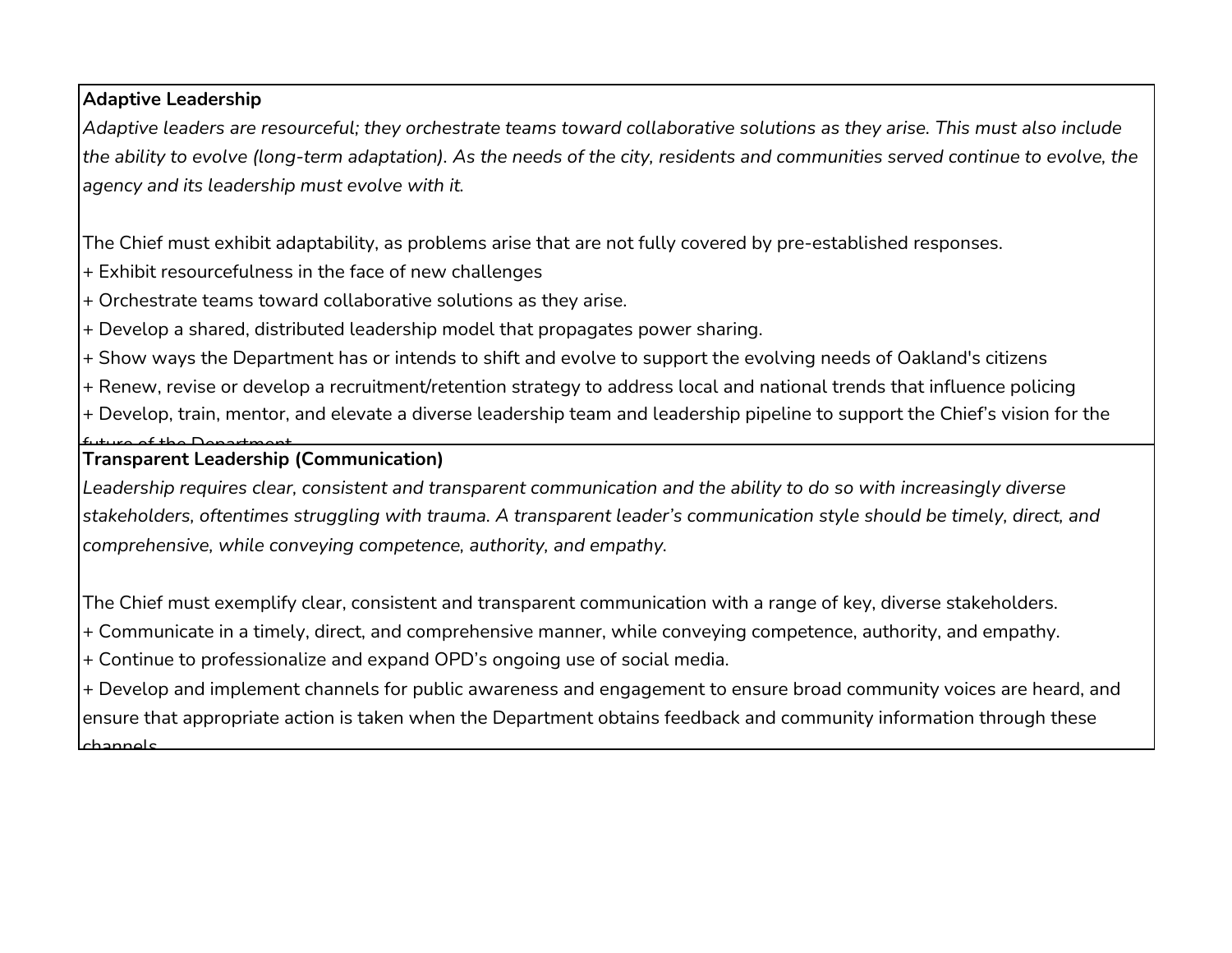**Adaptive Leadership**

*Adaptive leaders are resourceful; they orchestrate teams toward collaborative solutions as they arise. This must also include the ability to evolve (long-term adaptation). As the needs of the city, residents and communities served continue to evolve, the agency and its leadership must evolve with it.*

The Chief must exhibit adaptability, as problems arise that are not fully covered by pre-established responses.

+ Exhibit resourcefulness in the face of new challenges
+ Orchestrate teams toward collaborative solutions as they arise.
+ Develop a shared, distributed leadership model that propagates power sharing.
+ Show ways the Department has or intends to shift and evolve to support the evolving needs of Oakland's citizens
+ Renew, revise or develop a recruitment/retention strategy to address local and national trends that influence policing
+ Develop, train, mentor, and elevate a diverse leadership team and leadership pipeline to support the Chief's vision for the future of the Department

**Transparent Leadership (Communication)**

*Leadership requires clear, consistent and transparent communication and the ability to do so with increasingly diverse stakeholders, oftentimes struggling with trauma. A transparent leader's communication style should be timely, direct, and comprehensive, while conveying competence, authority, and empathy.*

The Chief must exemplify clear, consistent and transparent communication with a range of key, diverse stakeholders.

+ Communicate in a timely, direct, and comprehensive manner, while conveying competence, authority, and empathy.
+ Continue to professionalize and expand OPD's ongoing use of social media.
+ Develop and implement channels for public awareness and engagement to ensure broad community voices are heard, and ensure that appropriate action is taken when the Department obtains feedback and community information through these channels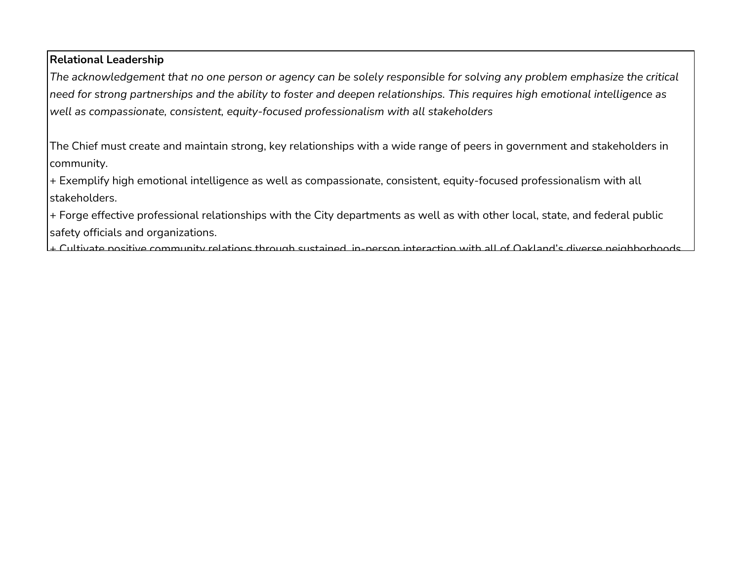**Relational Leadership**

*The acknowledgement that no one person or agency can be solely responsible for solving any problem emphasize the critical need for strong partnerships and the ability to foster and deepen relationships. This requires high emotional intelligence as well as compassionate, consistent, equity-focused professionalism with all stakeholders*

The Chief must create and maintain strong, key relationships with a wide range of peers in government and stakeholders in community.

+ Exemplify high emotional intelligence as well as compassionate, consistent, equity-focused professionalism with all stakeholders.

+ Forge effective professional relationships with the City departments as well as with other local, state, and federal public safety officials and organizations.

+ Cultivate positive community relations through sustained, in-person interaction with all of Oakland's diverse neighborhoods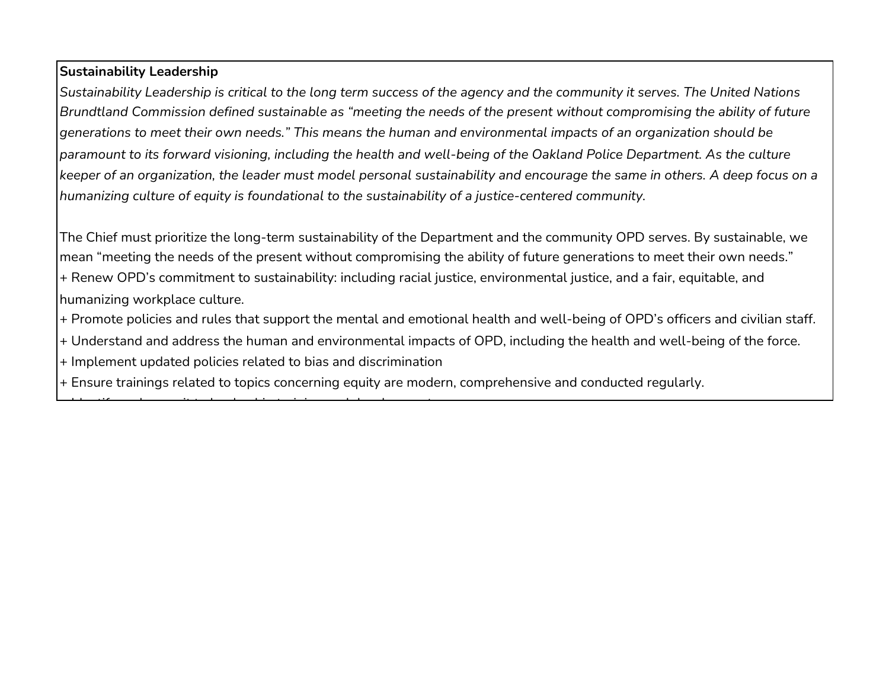**Sustainability Leadership**

*Sustainability Leadership is critical to the long term success of the agency and the community it serves. The United Nations Brundtland Commission defined sustainable as "meeting the needs of the present without compromising the ability of future generations to meet their own needs." This means the human and environmental impacts of an organization should be paramount to its forward visioning, including the health and well-being of the Oakland Police Department. As the culture keeper of an organization, the leader must model personal sustainability and encourage the same in others. A deep focus on a humanizing culture of equity is foundational to the sustainability of a justice-centered community.*

The Chief must prioritize the long-term sustainability of the Department and the community OPD serves. By sustainable, we mean "meeting the needs of the present without compromising the ability of future generations to meet their own needs."

+ Renew OPD's commitment to sustainability: including racial justice, environmental justice, and a fair, equitable, and humanizing workplace culture.
+ Promote policies and rules that support the mental and emotional health and well-being of OPD's officers and civilian staff.
+ Understand and address the human and environmental impacts of OPD, including the health and well-being of the force.
+ Implement updated policies related to bias and discrimination
+ Ensure trainings related to topics concerning equity are modern, comprehensive and conducted regularly.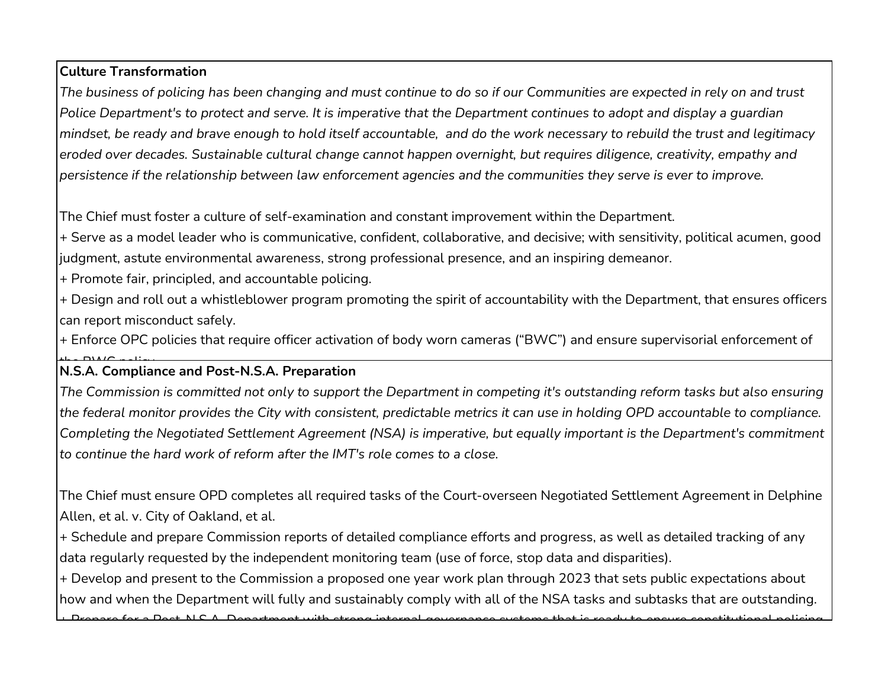**Culture Transformation**

*The business of policing has been changing and must continue to do so if our Communities are expected in rely on and trust Police Department's to protect and serve. It is imperative that the Department continues to adopt and display a guardian mindset, be ready and brave enough to hold itself accountable, and do the work necessary to rebuild the trust and legitimacy eroded over decades. Sustainable cultural change cannot happen overnight, but requires diligence, creativity, empathy and persistence if the relationship between law enforcement agencies and the communities they serve is ever to improve.*

The Chief must foster a culture of self-examination and constant improvement within the Department.

+ Serve as a model leader who is communicative, confident, collaborative, and decisive; with sensitivity, political acumen, good judgment, astute environmental awareness, strong professional presence, and an inspiring demeanor.
+ Promote fair, principled, and accountable policing.
+ Design and roll out a whistleblower program promoting the spirit of accountability with the Department, that ensures officers can report misconduct safely.
+ Enforce OPC policies that require officer activation of body worn cameras ("BWC") and ensure supervisorial enforcement of the BWC policy.

**N.S.A. Compliance and Post-N.S.A. Preparation**

*The Commission is committed not only to support the Department in competing it's outstanding reform tasks but also ensuring the federal monitor provides the City with consistent, predictable metrics it can use in holding OPD accountable to compliance. Completing the Negotiated Settlement Agreement (NSA) is imperative, but equally important is the Department's commitment to continue the hard work of reform after the IMT's role comes to a close.*

The Chief must ensure OPD completes all required tasks of the Court-overseen Negotiated Settlement Agreement in Delphine Allen, et al. v. City of Oakland, et al.

+ Schedule and prepare Commission reports of detailed compliance efforts and progress, as well as detailed tracking of any data regularly requested by the independent monitoring team (use of force, stop data and disparities).
+ Develop and present to the Commission a proposed one year work plan through 2023 that sets public expectations about how and when the Department will fully and sustainably comply with all of the NSA tasks and subtasks that are outstanding.
+ Prepare for a Post-N.S.A. Department with strong internal governance systems that is ready to ensure constitutional policing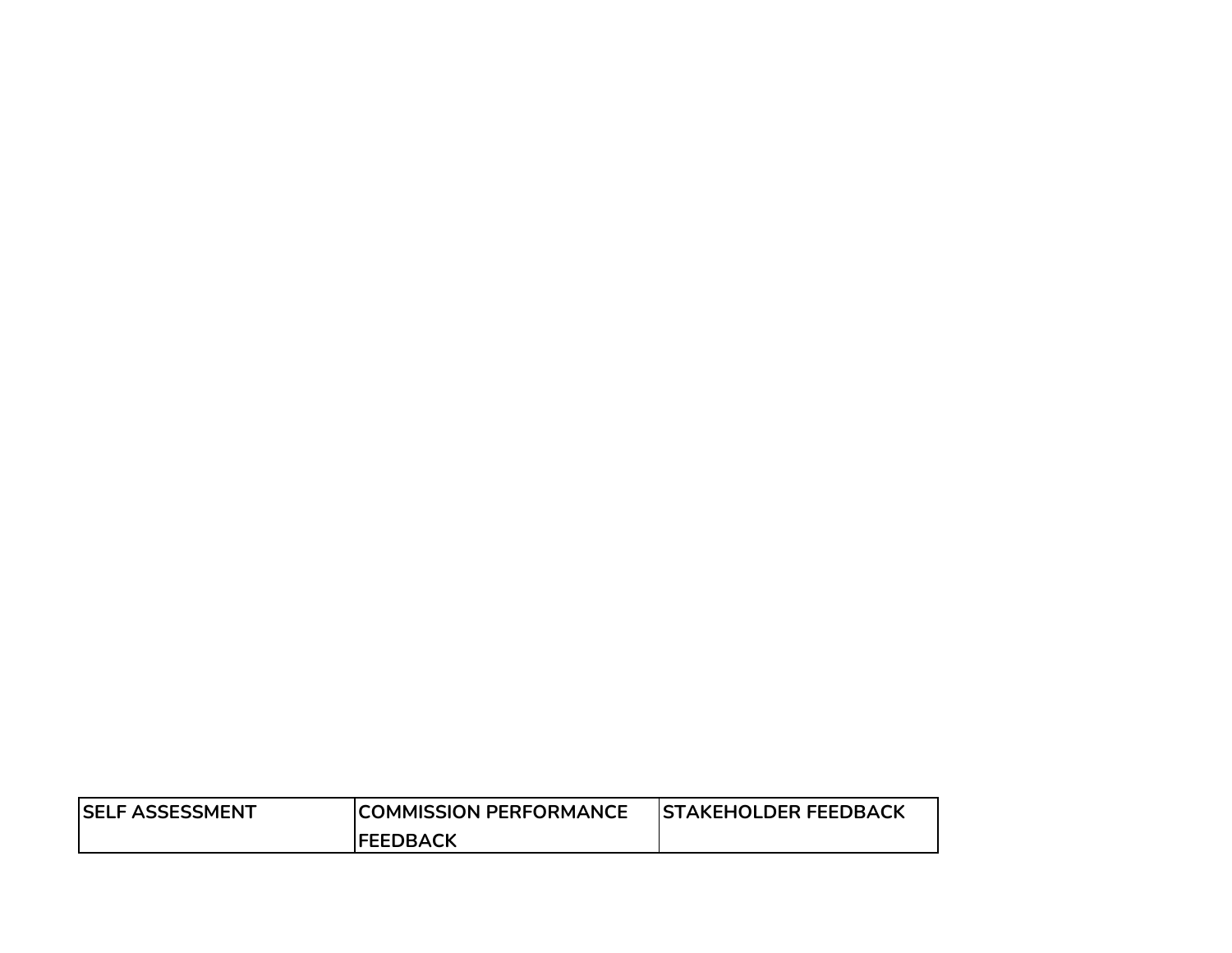| SELF ASSESSMENT | COMMISSION PERFORMANCE FEEDBACK | STAKEHOLDER FEEDBACK |
|---|---|---|